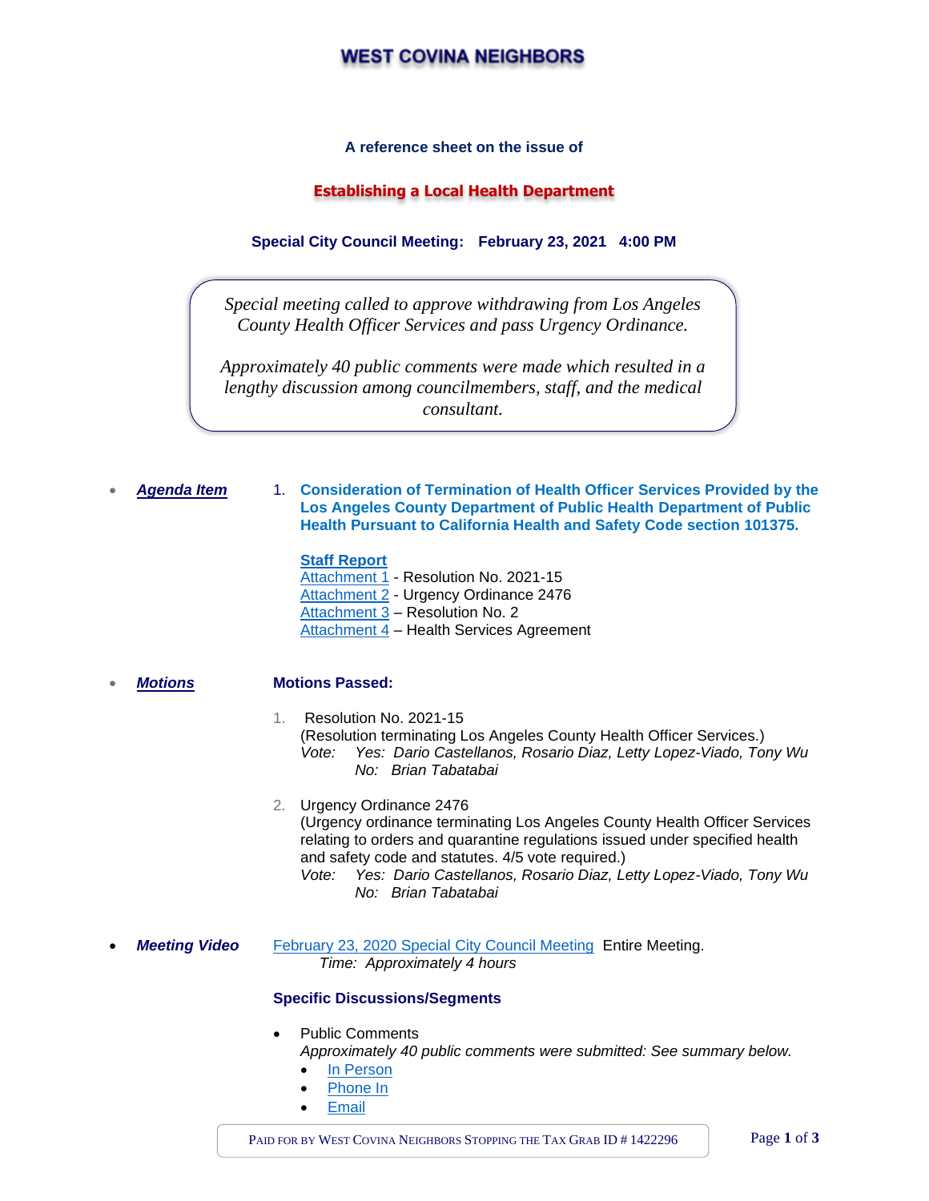# WEST COVINA NEIGHBORS

**A reference sheet on the issue of**

## Establishing a Local Health Department

**Special City Council Meeting: February 23, 2021 4:00 PM**

> *Special meeting called to approve withdrawing from Los Angeles County Health Officer Services and pass Urgency Ordinance.*
>
> *Approximately 40 public comments were made which resulted in a lengthy discussion among councilmembers, staff, and the medical consultant.*

- ***Agenda Item***

  1. **Consideration of Termination of Health Officer Services Provided by the Los Angeles County Department of Public Health Department of Public Health Pursuant to California Health and Safety Code section 101375.**

     **Staff Report**
     Attachment 1 - Resolution No. 2021-15
     Attachment 2 - Urgency Ordinance 2476
     Attachment 3 – Resolution No. 2
     Attachment 4 – Health Services Agreement

- ***Motions***

  **Motions Passed:**

  1. Resolution No. 2021-15
     (Resolution terminating Los Angeles County Health Officer Services.)
     *Vote: Yes: Dario Castellanos, Rosario Diaz, Letty Lopez-Viado, Tony Wu*
     *No: Brian Tabatabai*

  2. Urgency Ordinance 2476
     (Urgency ordinance terminating Los Angeles County Health Officer Services relating to orders and quarantine regulations issued under specified health and safety code and statutes. 4/5 vote required.)
     *Vote: Yes: Dario Castellanos, Rosario Diaz, Letty Lopez-Viado, Tony Wu*
     *No: Brian Tabatabai*

- ***Meeting Video*** February 23, 2020 Special City Council Meeting Entire Meeting.
  *Time: Approximately 4 hours*

  **Specific Discussions/Segments**

  - Public Comments
    *Approximately 40 public comments were submitted: See summary below.*
    - In Person
    - Phone In
    - Email

PAID FOR BY WEST COVINA NEIGHBORS STOPPING THE TAX GRAB ID # 1422296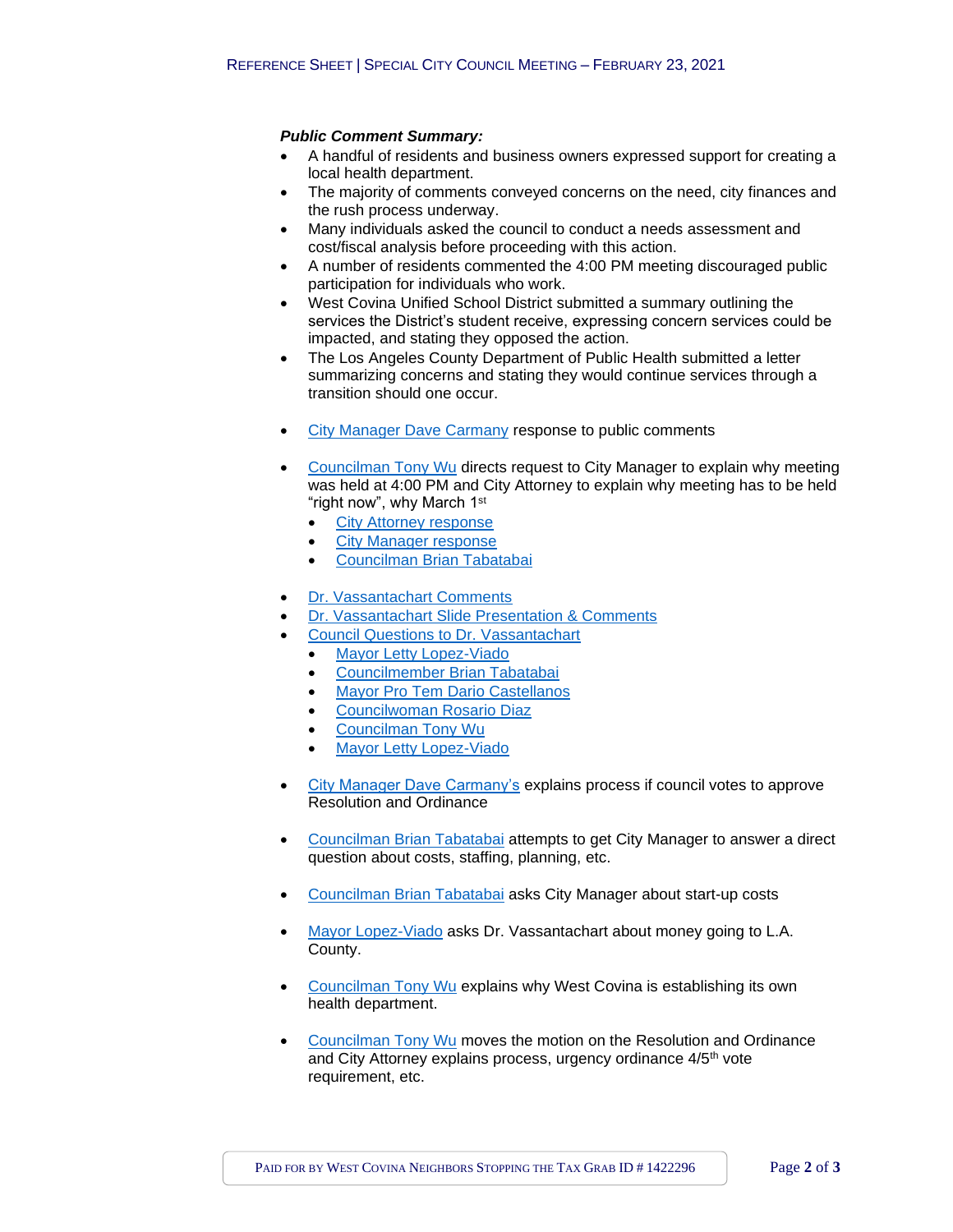***Public Comment Summary:***

- A handful of residents and business owners expressed support for creating a local health department.
- The majority of comments conveyed concerns on the need, city finances and the rush process underway.
- Many individuals asked the council to conduct a needs assessment and cost/fiscal analysis before proceeding with this action.
- A number of residents commented the 4:00 PM meeting discouraged public participation for individuals who work.
- West Covina Unified School District submitted a summary outlining the services the District's student receive, expressing concern services could be impacted, and stating they opposed the action.
- The Los Angeles County Department of Public Health submitted a letter summarizing concerns and stating they would continue services through a transition should one occur.

- City Manager Dave Carmany response to public comments

- Councilman Tony Wu directs request to City Manager to explain why meeting was held at 4:00 PM and City Attorney to explain why meeting has to be held "right now", why March 1st
  - City Attorney response
  - City Manager response
  - Councilman Brian Tabatabai

- Dr. Vassantachart Comments
- Dr. Vassantachart Slide Presentation & Comments
- Council Questions to Dr. Vassantachart
  - Mayor Letty Lopez-Viado
  - Councilmember Brian Tabatabai
  - Mayor Pro Tem Dario Castellanos
  - Councilwoman Rosario Diaz
  - Councilman Tony Wu
  - Mayor Letty Lopez-Viado

- City Manager Dave Carmany's explains process if council votes to approve Resolution and Ordinance

- Councilman Brian Tabatabai attempts to get City Manager to answer a direct question about costs, staffing, planning, etc.

- Councilman Brian Tabatabai asks City Manager about start-up costs

- Mayor Lopez-Viado asks Dr. Vassantachart about money going to L.A. County.

- Councilman Tony Wu explains why West Covina is establishing its own health department.

- Councilman Tony Wu moves the motion on the Resolution and Ordinance and City Attorney explains process, urgency ordinance 4/5th vote requirement, etc.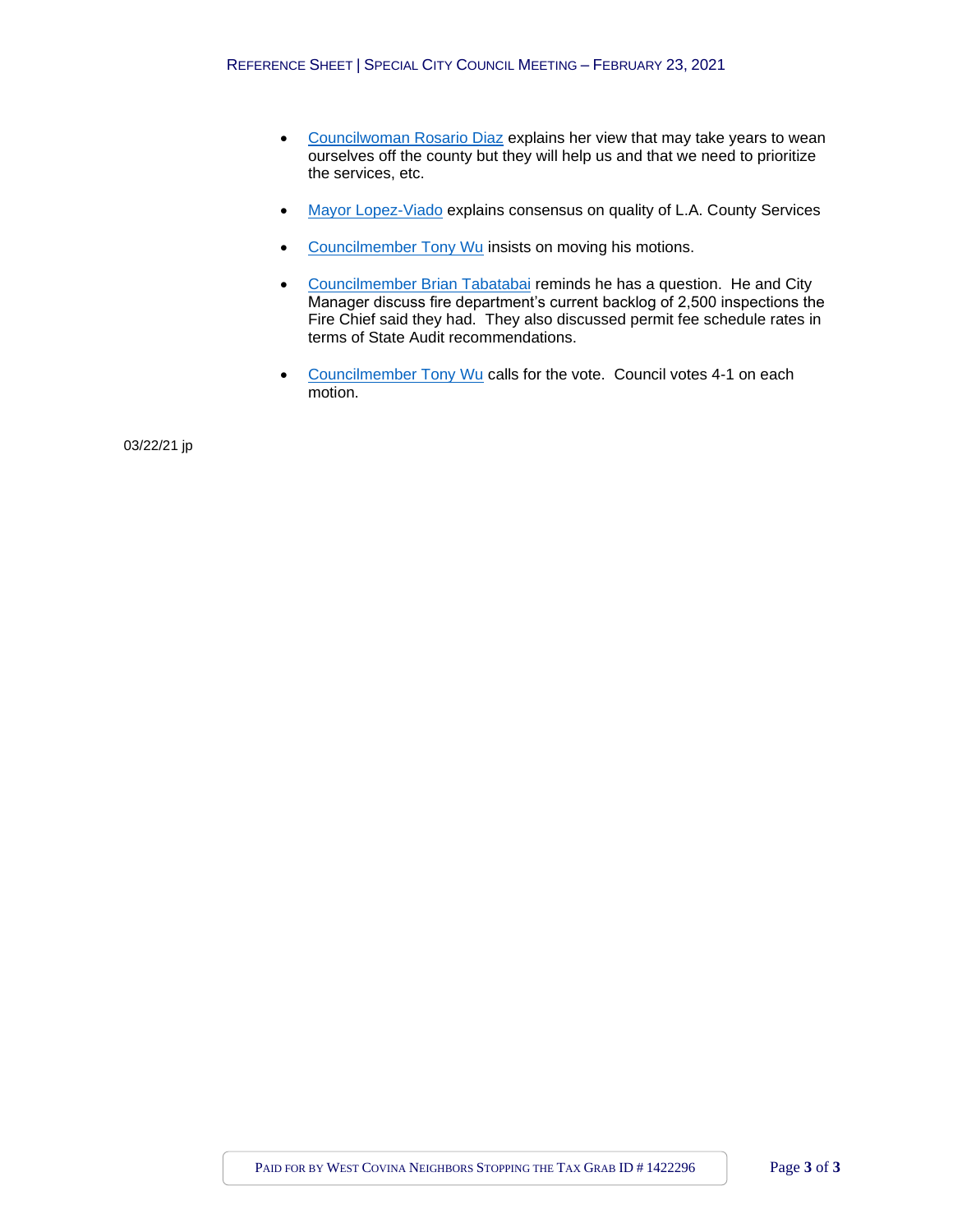- Councilwoman Rosario Diaz explains her view that may take years to wean ourselves off the county but they will help us and that we need to prioritize the services, etc.

- Mayor Lopez-Viado explains consensus on quality of L.A. County Services

- Councilmember Tony Wu insists on moving his motions.

- Councilmember Brian Tabatabai reminds he has a question. He and City Manager discuss fire department's current backlog of 2,500 inspections the Fire Chief said they had. They also discussed permit fee schedule rates in terms of State Audit recommendations.

- Councilmember Tony Wu calls for the vote. Council votes 4-1 on each motion.

03/22/21 jp

PAID FOR BY WEST COVINA NEIGHBORS STOPPING THE TAX GRAB ID # 1422296